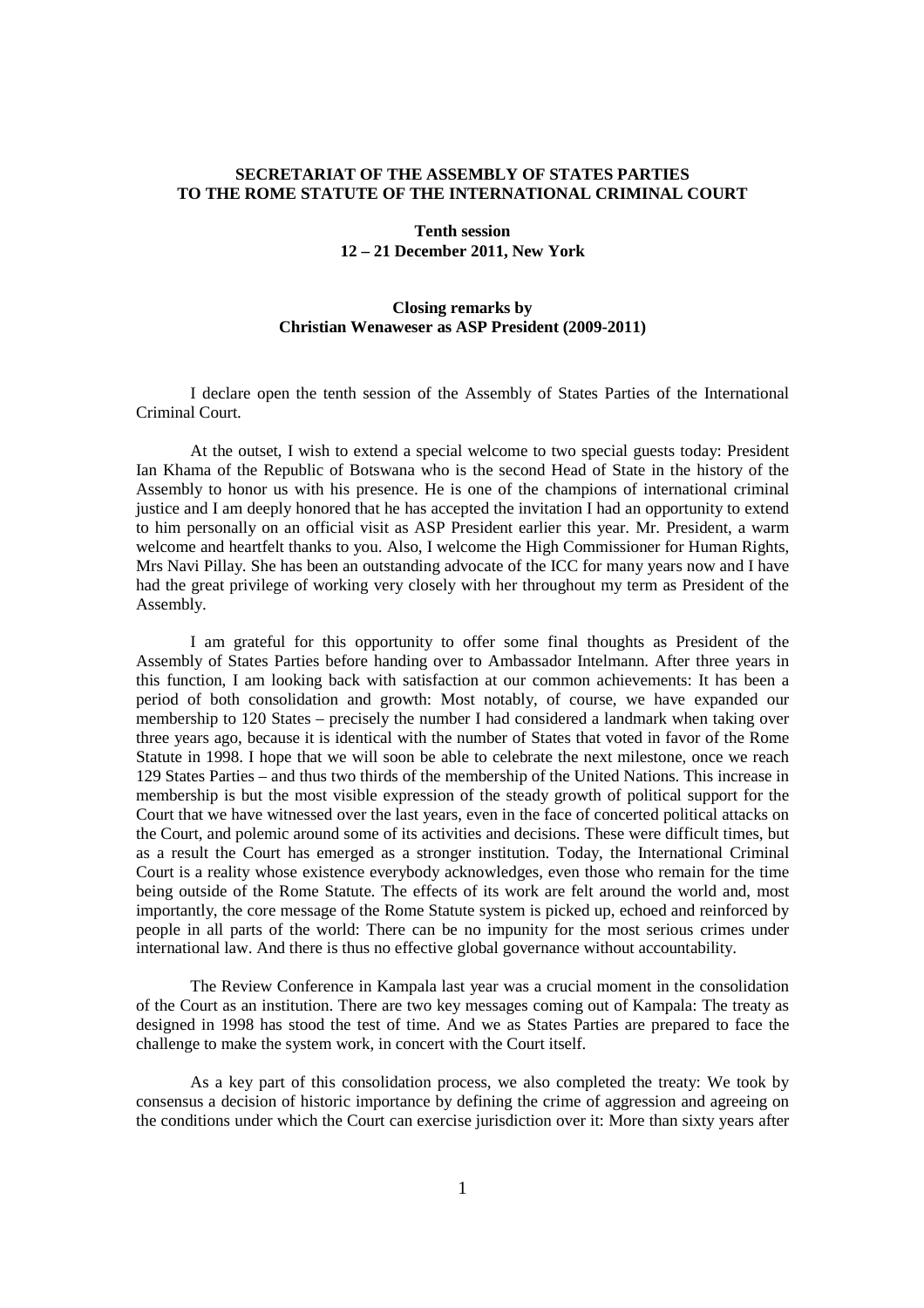**SECRETARIAT OF THE ASSEMBLY OF STATES PARTIES TO THE ROME STATUTE OF THE INTERNATIONAL CRIMINAL COURT**

**Tenth session**
**12 – 21 December 2011, New York**

**Closing remarks by**
**Christian Wenaweser as ASP President (2009-2011)**

I declare open the tenth session of the Assembly of States Parties of the International Criminal Court.

At the outset, I wish to extend a special welcome to two special guests today: President Ian Khama of the Republic of Botswana who is the second Head of State in the history of the Assembly to honor us with his presence. He is one of the champions of international criminal justice and I am deeply honored that he has accepted the invitation I had an opportunity to extend to him personally on an official visit as ASP President earlier this year. Mr. President, a warm welcome and heartfelt thanks to you. Also, I welcome the High Commissioner for Human Rights, Mrs Navi Pillay. She has been an outstanding advocate of the ICC for many years now and I have had the great privilege of working very closely with her throughout my term as President of the Assembly.

I am grateful for this opportunity to offer some final thoughts as President of the Assembly of States Parties before handing over to Ambassador Intelmann. After three years in this function, I am looking back with satisfaction at our common achievements: It has been a period of both consolidation and growth: Most notably, of course, we have expanded our membership to 120 States – precisely the number I had considered a landmark when taking over three years ago, because it is identical with the number of States that voted in favor of the Rome Statute in 1998. I hope that we will soon be able to celebrate the next milestone, once we reach 129 States Parties – and thus two thirds of the membership of the United Nations. This increase in membership is but the most visible expression of the steady growth of political support for the Court that we have witnessed over the last years, even in the face of concerted political attacks on the Court, and polemic around some of its activities and decisions. These were difficult times, but as a result the Court has emerged as a stronger institution. Today, the International Criminal Court is a reality whose existence everybody acknowledges, even those who remain for the time being outside of the Rome Statute. The effects of its work are felt around the world and, most importantly, the core message of the Rome Statute system is picked up, echoed and reinforced by people in all parts of the world: There can be no impunity for the most serious crimes under international law. And there is thus no effective global governance without accountability.

The Review Conference in Kampala last year was a crucial moment in the consolidation of the Court as an institution. There are two key messages coming out of Kampala: The treaty as designed in 1998 has stood the test of time. And we as States Parties are prepared to face the challenge to make the system work, in concert with the Court itself.

As a key part of this consolidation process, we also completed the treaty: We took by consensus a decision of historic importance by defining the crime of aggression and agreeing on the conditions under which the Court can exercise jurisdiction over it: More than sixty years after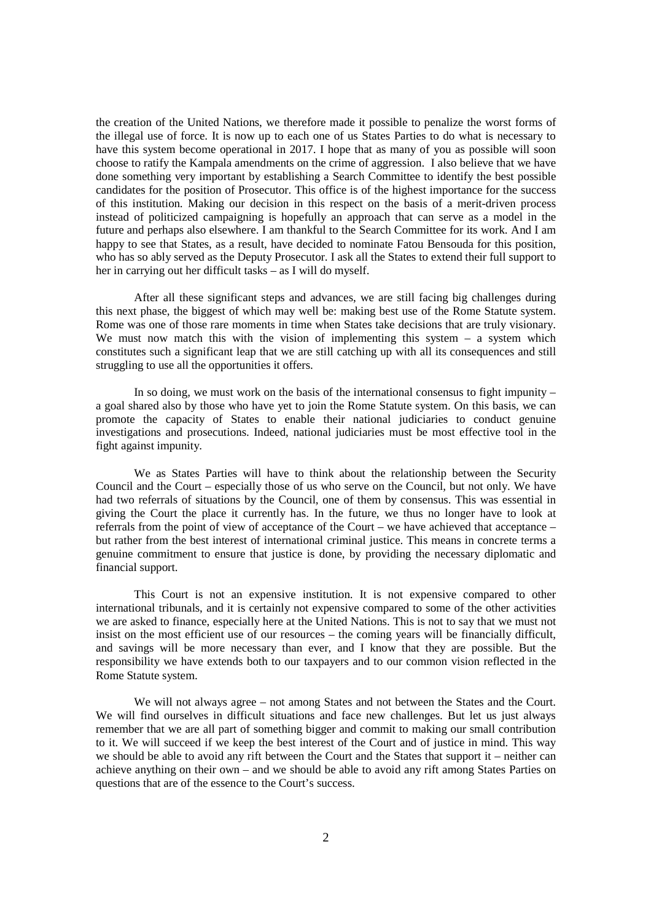the creation of the United Nations, we therefore made it possible to penalize the worst forms of the illegal use of force. It is now up to each one of us States Parties to do what is necessary to have this system become operational in 2017. I hope that as many of you as possible will soon choose to ratify the Kampala amendments on the crime of aggression. I also believe that we have done something very important by establishing a Search Committee to identify the best possible candidates for the position of Prosecutor. This office is of the highest importance for the success of this institution. Making our decision in this respect on the basis of a merit-driven process instead of politicized campaigning is hopefully an approach that can serve as a model in the future and perhaps also elsewhere. I am thankful to the Search Committee for its work. And I am happy to see that States, as a result, have decided to nominate Fatou Bensouda for this position, who has so ably served as the Deputy Prosecutor. I ask all the States to extend their full support to her in carrying out her difficult tasks – as I will do myself.

After all these significant steps and advances, we are still facing big challenges during this next phase, the biggest of which may well be: making best use of the Rome Statute system. Rome was one of those rare moments in time when States take decisions that are truly visionary. We must now match this with the vision of implementing this system – a system which constitutes such a significant leap that we are still catching up with all its consequences and still struggling to use all the opportunities it offers.

In so doing, we must work on the basis of the international consensus to fight impunity – a goal shared also by those who have yet to join the Rome Statute system. On this basis, we can promote the capacity of States to enable their national judiciaries to conduct genuine investigations and prosecutions. Indeed, national judiciaries must be most effective tool in the fight against impunity.

We as States Parties will have to think about the relationship between the Security Council and the Court – especially those of us who serve on the Council, but not only. We have had two referrals of situations by the Council, one of them by consensus. This was essential in giving the Court the place it currently has. In the future, we thus no longer have to look at referrals from the point of view of acceptance of the Court – we have achieved that acceptance – but rather from the best interest of international criminal justice. This means in concrete terms a genuine commitment to ensure that justice is done, by providing the necessary diplomatic and financial support.

This Court is not an expensive institution. It is not expensive compared to other international tribunals, and it is certainly not expensive compared to some of the other activities we are asked to finance, especially here at the United Nations. This is not to say that we must not insist on the most efficient use of our resources – the coming years will be financially difficult, and savings will be more necessary than ever, and I know that they are possible. But the responsibility we have extends both to our taxpayers and to our common vision reflected in the Rome Statute system.

We will not always agree – not among States and not between the States and the Court. We will find ourselves in difficult situations and face new challenges. But let us just always remember that we are all part of something bigger and commit to making our small contribution to it. We will succeed if we keep the best interest of the Court and of justice in mind. This way we should be able to avoid any rift between the Court and the States that support it – neither can achieve anything on their own – and we should be able to avoid any rift among States Parties on questions that are of the essence to the Court's success.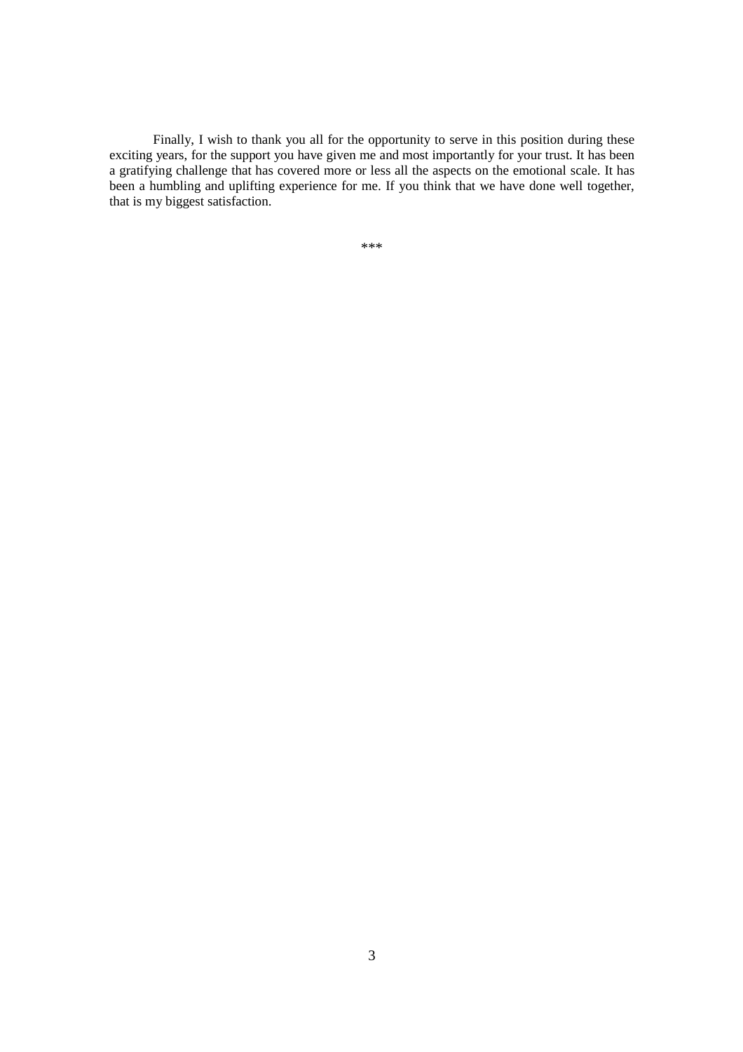Finally, I wish to thank you all for the opportunity to serve in this position during these exciting years, for the support you have given me and most importantly for your trust. It has been a gratifying challenge that has covered more or less all the aspects on the emotional scale. It has been a humbling and uplifting experience for me. If you think that we have done well together, that is my biggest satisfaction.

***